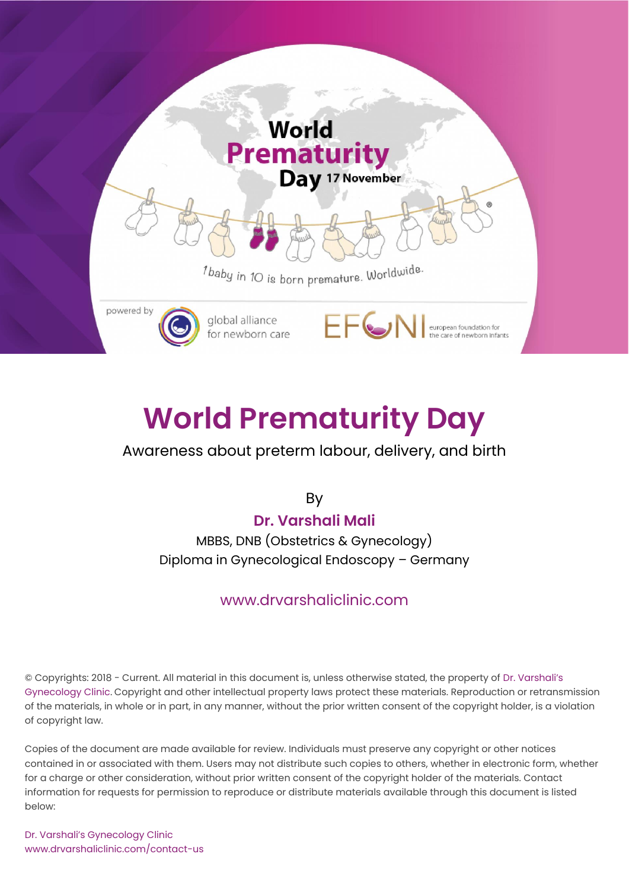# World Prematurity Day

Awareness about preterm labour, delivery, and birth

By

**Dr. Varshali Mali**

MBBS, DNB (Obstetrics & Gynecology)

Diploma in Gynecological Endoscopy – Germany

www.drvarshaliclinic.com

© Copyrights: 2018 - Current. All material in this document is, unless otherwise stated, the property of Dr. Varshali's Gynecology Clinic. Copyright and other intellectual property laws protect these materials. Reproduction or retransmission of the materials, in whole or in part, in any manner, without the prior written consent of the copyright holder, is a violation of copyright law.

Copies of the document are made available for review. Individuals must preserve any copyright or other notices contained in or associated with them. Users may not distribute such copies to others, whether in electronic form, whether for a charge or other consideration, without prior written consent of the copyright holder of the materials. Contact information for requests for permission to reproduce or distribute materials available through this document is listed below:

Dr. Varshali's Gynecology Clinic
www.drvarshaliclinic.com/contact-us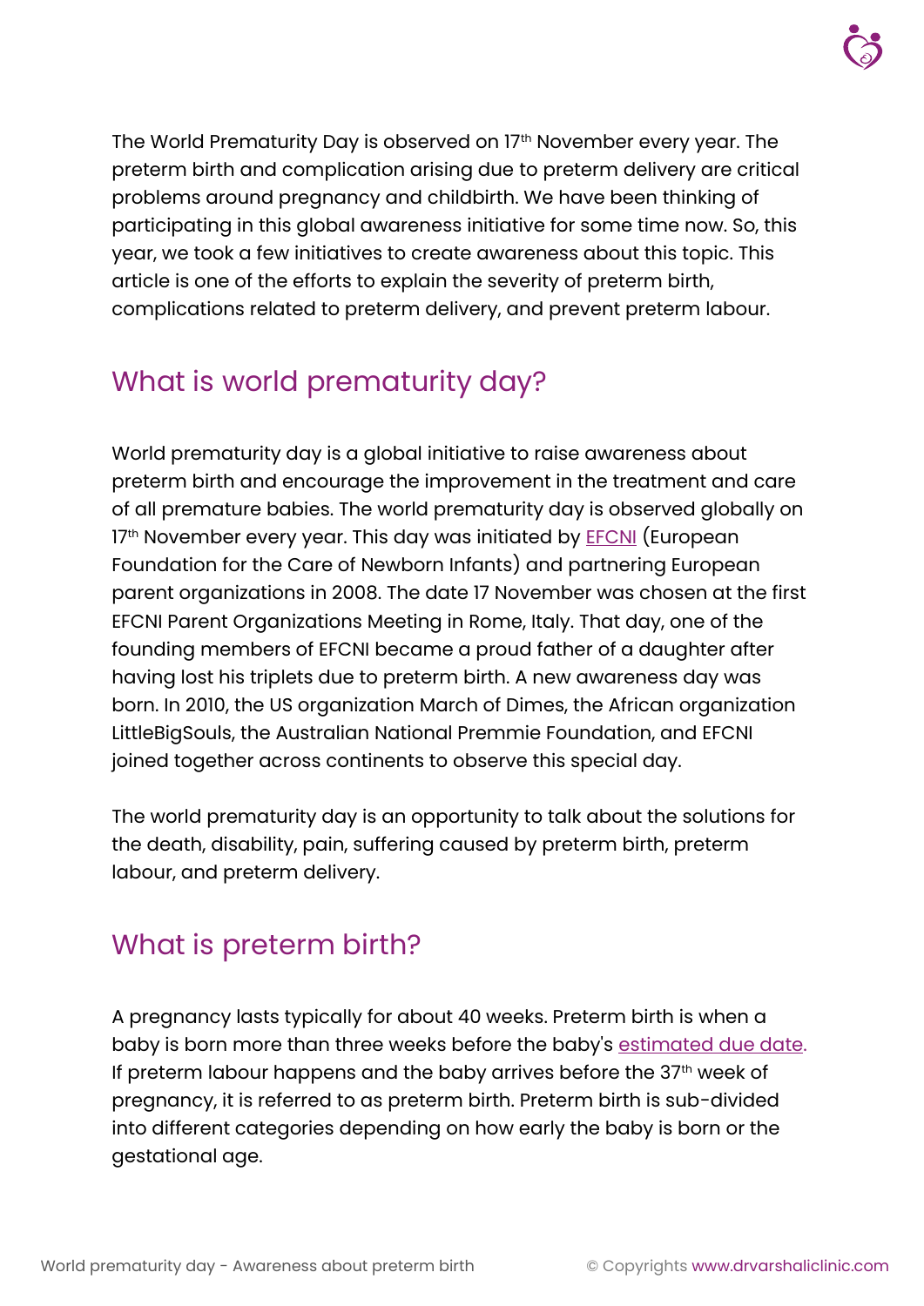The World Prematurity Day is observed on 17th November every year. The preterm birth and complication arising due to preterm delivery are critical problems around pregnancy and childbirth. We have been thinking of participating in this global awareness initiative for some time now. So, this year, we took a few initiatives to create awareness about this topic. This article is one of the efforts to explain the severity of preterm birth, complications related to preterm delivery, and prevent preterm labour.

## What is world prematurity day?

World prematurity day is a global initiative to raise awareness about preterm birth and encourage the improvement in the treatment and care of all premature babies. The world prematurity day is observed globally on 17th November every year. This day was initiated by EFCNI (European Foundation for the Care of Newborn Infants) and partnering European parent organizations in 2008. The date 17 November was chosen at the first EFCNI Parent Organizations Meeting in Rome, Italy. That day, one of the founding members of EFCNI became a proud father of a daughter after having lost his triplets due to preterm birth. A new awareness day was born. In 2010, the US organization March of Dimes, the African organization LittleBigSouls, the Australian National Premmie Foundation, and EFCNI joined together across continents to observe this special day.

The world prematurity day is an opportunity to talk about the solutions for the death, disability, pain, suffering caused by preterm birth, preterm labour, and preterm delivery.

## What is preterm birth?

A pregnancy lasts typically for about 40 weeks. Preterm birth is when a baby is born more than three weeks before the baby's estimated due date. If preterm labour happens and the baby arrives before the 37th week of pregnancy, it is referred to as preterm birth. Preterm birth is sub-divided into different categories depending on how early the baby is born or the gestational age.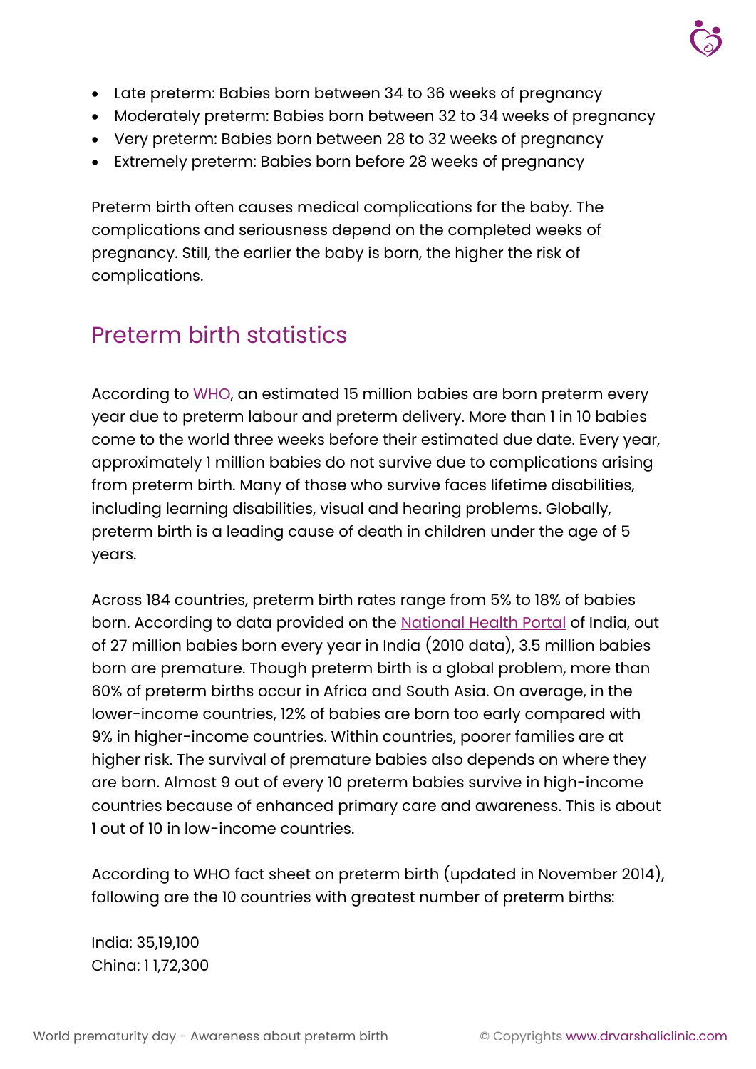- Late preterm: Babies born between 34 to 36 weeks of pregnancy
- Moderately preterm: Babies born between 32 to 34 weeks of pregnancy
- Very preterm: Babies born between 28 to 32 weeks of pregnancy
- Extremely preterm: Babies born before 28 weeks of pregnancy

Preterm birth often causes medical complications for the baby. The complications and seriousness depend on the completed weeks of pregnancy. Still, the earlier the baby is born, the higher the risk of complications.

## Preterm birth statistics

According to WHO, an estimated 15 million babies are born preterm every year due to preterm labour and preterm delivery. More than 1 in 10 babies come to the world three weeks before their estimated due date. Every year, approximately 1 million babies do not survive due to complications arising from preterm birth. Many of those who survive faces lifetime disabilities, including learning disabilities, visual and hearing problems. Globally, preterm birth is a leading cause of death in children under the age of 5 years.

Across 184 countries, preterm birth rates range from 5% to 18% of babies born. According to data provided on the National Health Portal of India, out of 27 million babies born every year in India (2010 data), 3.5 million babies born are premature. Though preterm birth is a global problem, more than 60% of preterm births occur in Africa and South Asia. On average, in the lower-income countries, 12% of babies are born too early compared with 9% in higher-income countries. Within countries, poorer families are at higher risk. The survival of premature babies also depends on where they are born. Almost 9 out of every 10 preterm babies survive in high-income countries because of enhanced primary care and awareness. This is about 1 out of 10 in low-income countries.

According to WHO fact sheet on preterm birth (updated in November 2014), following are the 10 countries with greatest number of preterm births:

India: 35,19,100
China: 1 1,72,300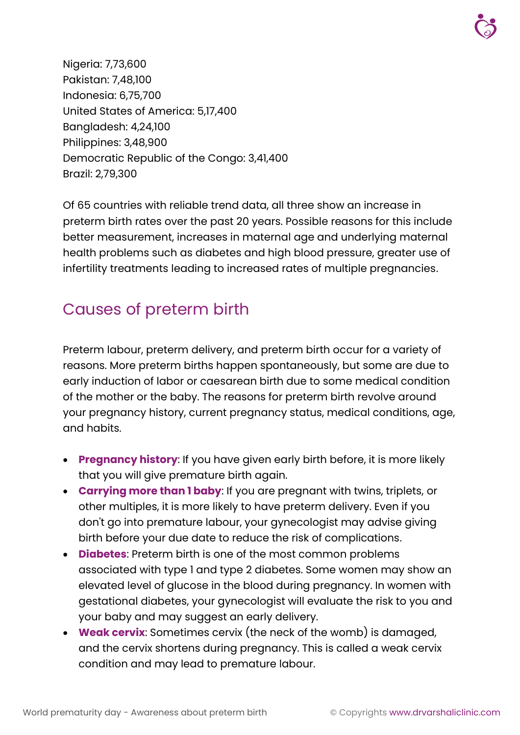Nigeria: 7,73,600
Pakistan: 7,48,100
Indonesia: 6,75,700
United States of America: 5,17,400
Bangladesh: 4,24,100
Philippines: 3,48,900
Democratic Republic of the Congo: 3,41,400
Brazil: 2,79,300

Of 65 countries with reliable trend data, all three show an increase in preterm birth rates over the past 20 years. Possible reasons for this include better measurement, increases in maternal age and underlying maternal health problems such as diabetes and high blood pressure, greater use of infertility treatments leading to increased rates of multiple pregnancies.

## Causes of preterm birth

Preterm labour, preterm delivery, and preterm birth occur for a variety of reasons. More preterm births happen spontaneously, but some are due to early induction of labor or caesarean birth due to some medical condition of the mother or the baby. The reasons for preterm birth revolve around your pregnancy history, current pregnancy status, medical conditions, age, and habits.

- **Pregnancy history**: If you have given early birth before, it is more likely that you will give premature birth again.
- **Carrying more than 1 baby**: If you are pregnant with twins, triplets, or other multiples, it is more likely to have preterm delivery. Even if you don't go into premature labour, your gynecologist may advise giving birth before your due date to reduce the risk of complications.
- **Diabetes**: Preterm birth is one of the most common problems associated with type 1 and type 2 diabetes. Some women may show an elevated level of glucose in the blood during pregnancy. In women with gestational diabetes, your gynecologist will evaluate the risk to you and your baby and may suggest an early delivery.
- **Weak cervix**: Sometimes cervix (the neck of the womb) is damaged, and the cervix shortens during pregnancy. This is called a weak cervix condition and may lead to premature labour.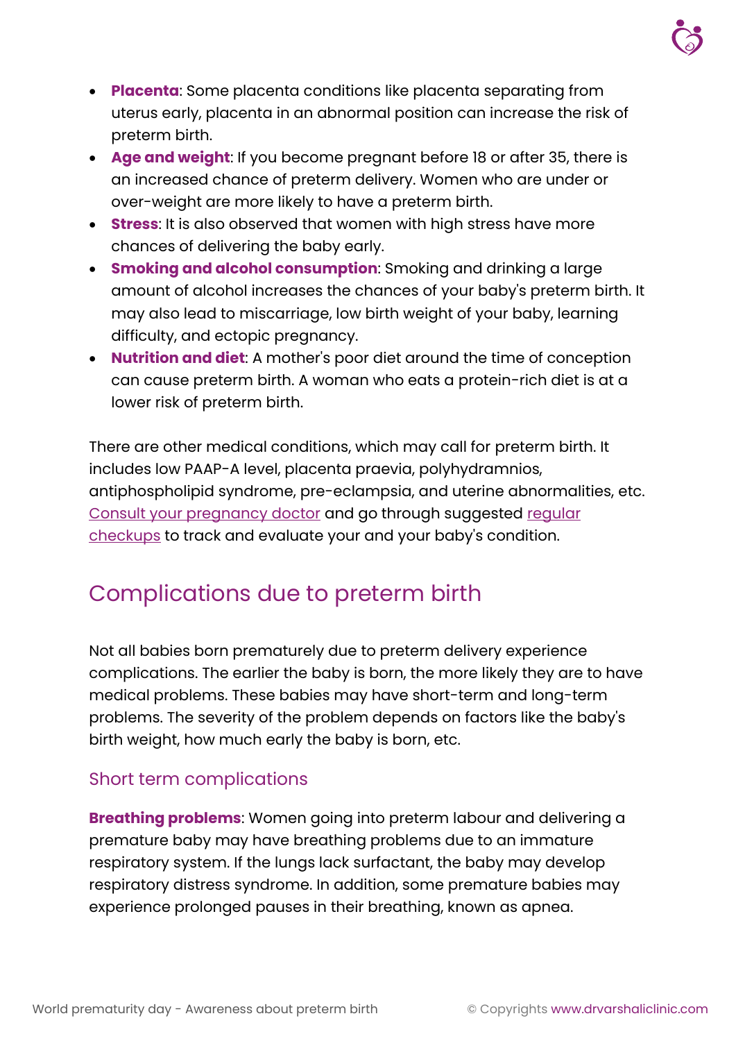- **Placenta**: Some placenta conditions like placenta separating from uterus early, placenta in an abnormal position can increase the risk of preterm birth.
- **Age and weight**: If you become pregnant before 18 or after 35, there is an increased chance of preterm delivery. Women who are under or over-weight are more likely to have a preterm birth.
- **Stress**: It is also observed that women with high stress have more chances of delivering the baby early.
- **Smoking and alcohol consumption**: Smoking and drinking a large amount of alcohol increases the chances of your baby's preterm birth. It may also lead to miscarriage, low birth weight of your baby, learning difficulty, and ectopic pregnancy.
- **Nutrition and diet**: A mother's poor diet around the time of conception can cause preterm birth. A woman who eats a protein-rich diet is at a lower risk of preterm birth.

There are other medical conditions, which may call for preterm birth. It includes low PAAP-A level, placenta praevia, polyhydramnios, antiphospholipid syndrome, pre-eclampsia, and uterine abnormalities, etc. Consult your pregnancy doctor and go through suggested regular checkups to track and evaluate your and your baby's condition.

## Complications due to preterm birth

Not all babies born prematurely due to preterm delivery experience complications. The earlier the baby is born, the more likely they are to have medical problems. These babies may have short-term and long-term problems. The severity of the problem depends on factors like the baby's birth weight, how much early the baby is born, etc.

### Short term complications

**Breathing problems**: Women going into preterm labour and delivering a premature baby may have breathing problems due to an immature respiratory system. If the lungs lack surfactant, the baby may develop respiratory distress syndrome. In addition, some premature babies may experience prolonged pauses in their breathing, known as apnea.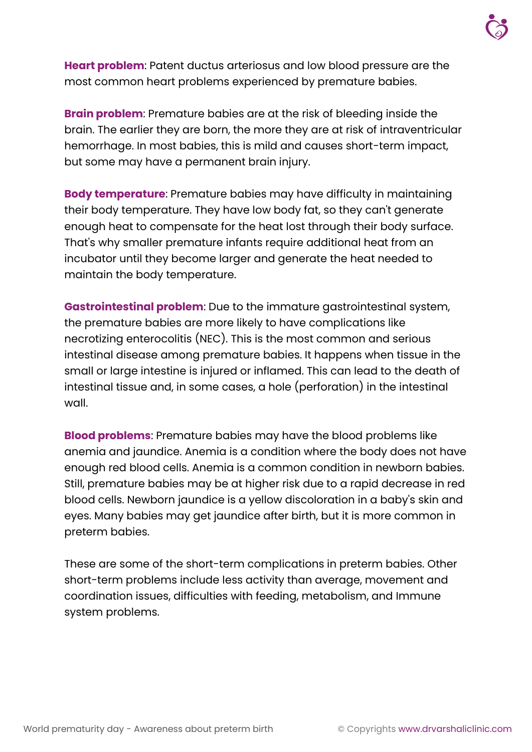**Heart problem**: Patent ductus arteriosus and low blood pressure are the most common heart problems experienced by premature babies.

**Brain problem**: Premature babies are at the risk of bleeding inside the brain. The earlier they are born, the more they are at risk of intraventricular hemorrhage. In most babies, this is mild and causes short-term impact, but some may have a permanent brain injury.

**Body temperature**: Premature babies may have difficulty in maintaining their body temperature. They have low body fat, so they can't generate enough heat to compensate for the heat lost through their body surface. That's why smaller premature infants require additional heat from an incubator until they become larger and generate the heat needed to maintain the body temperature.

**Gastrointestinal problem**: Due to the immature gastrointestinal system, the premature babies are more likely to have complications like necrotizing enterocolitis (NEC). This is the most common and serious intestinal disease among premature babies. It happens when tissue in the small or large intestine is injured or inflamed. This can lead to the death of intestinal tissue and, in some cases, a hole (perforation) in the intestinal wall.

**Blood problems**: Premature babies may have the blood problems like anemia and jaundice. Anemia is a condition where the body does not have enough red blood cells. Anemia is a common condition in newborn babies. Still, premature babies may be at higher risk due to a rapid decrease in red blood cells. Newborn jaundice is a yellow discoloration in a baby's skin and eyes. Many babies may get jaundice after birth, but it is more common in preterm babies.

These are some of the short-term complications in preterm babies. Other short-term problems include less activity than average, movement and coordination issues, difficulties with feeding, metabolism, and Immune system problems.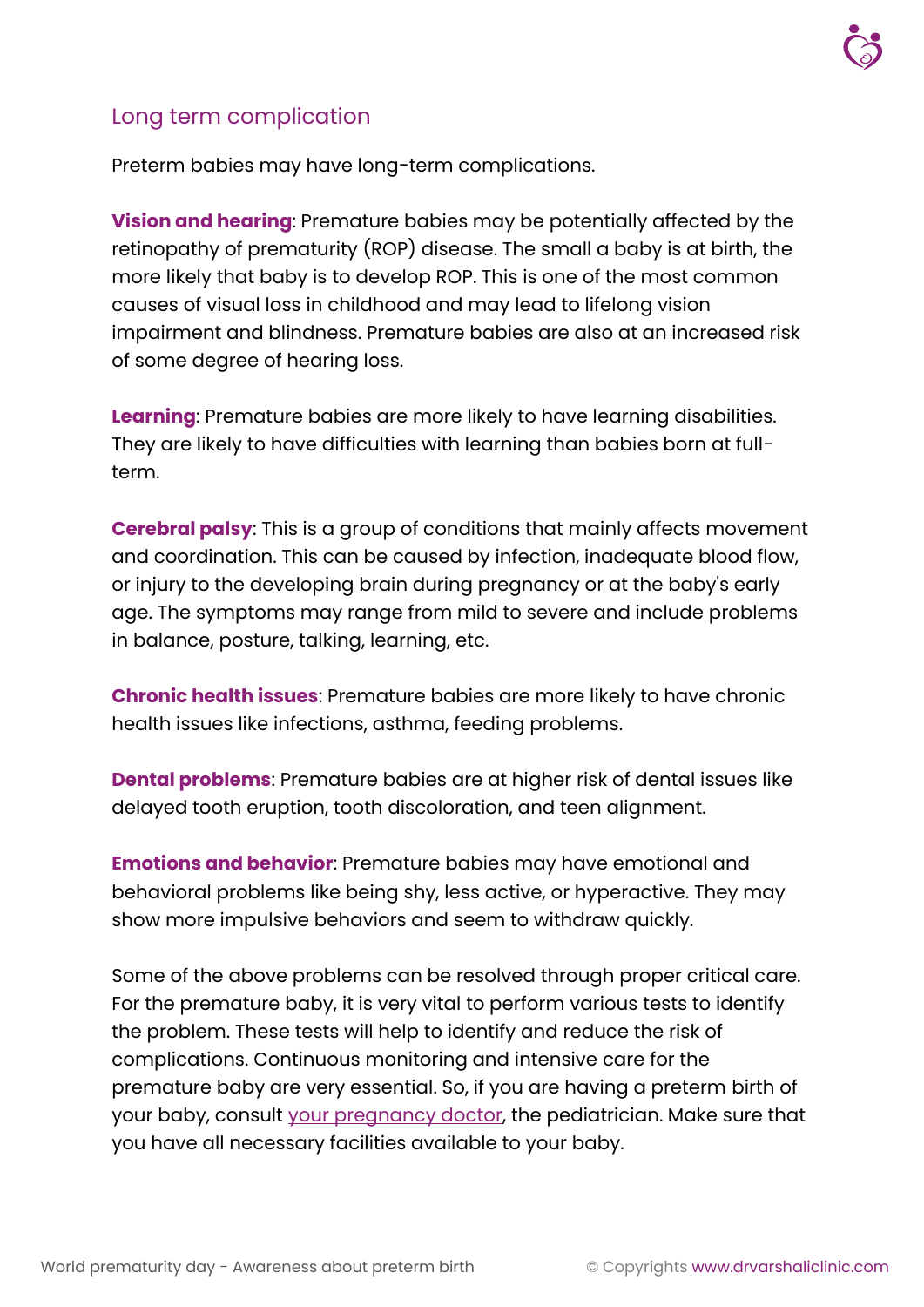## Long term complication

Preterm babies may have long-term complications.

**Vision and hearing**: Premature babies may be potentially affected by the retinopathy of prematurity (ROP) disease. The small a baby is at birth, the more likely that baby is to develop ROP. This is one of the most common causes of visual loss in childhood and may lead to lifelong vision impairment and blindness. Premature babies are also at an increased risk of some degree of hearing loss.

**Learning**: Premature babies are more likely to have learning disabilities. They are likely to have difficulties with learning than babies born at full-term.

**Cerebral palsy**: This is a group of conditions that mainly affects movement and coordination. This can be caused by infection, inadequate blood flow, or injury to the developing brain during pregnancy or at the baby's early age. The symptoms may range from mild to severe and include problems in balance, posture, talking, learning, etc.

**Chronic health issues**: Premature babies are more likely to have chronic health issues like infections, asthma, feeding problems.

**Dental problems**: Premature babies are at higher risk of dental issues like delayed tooth eruption, tooth discoloration, and teen alignment.

**Emotions and behavior**: Premature babies may have emotional and behavioral problems like being shy, less active, or hyperactive. They may show more impulsive behaviors and seem to withdraw quickly.

Some of the above problems can be resolved through proper critical care. For the premature baby, it is very vital to perform various tests to identify the problem. These tests will help to identify and reduce the risk of complications. Continuous monitoring and intensive care for the premature baby are very essential. So, if you are having a preterm birth of your baby, consult your pregnancy doctor, the pediatrician. Make sure that you have all necessary facilities available to your baby.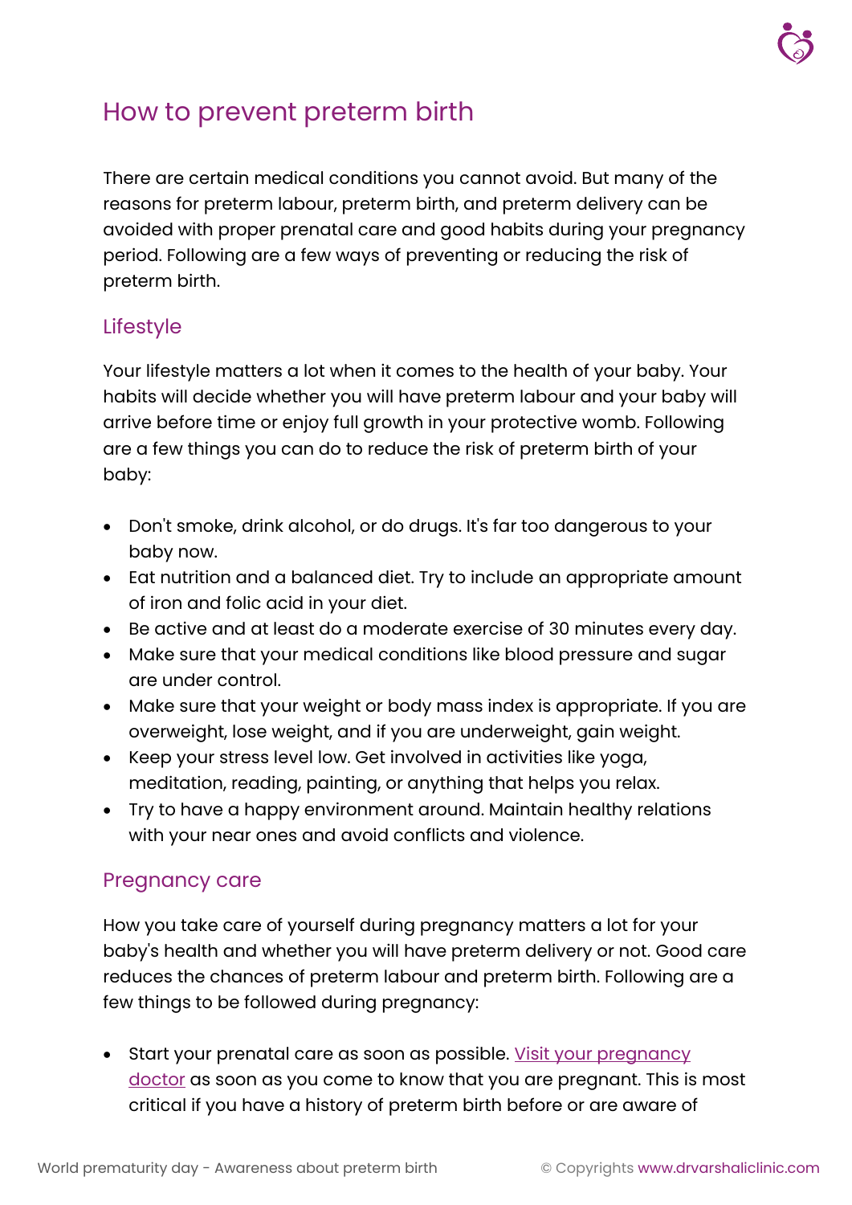## How to prevent preterm birth

There are certain medical conditions you cannot avoid. But many of the reasons for preterm labour, preterm birth, and preterm delivery can be avoided with proper prenatal care and good habits during your pregnancy period. Following are a few ways of preventing or reducing the risk of preterm birth.

### Lifestyle

Your lifestyle matters a lot when it comes to the health of your baby. Your habits will decide whether you will have preterm labour and your baby will arrive before time or enjoy full growth in your protective womb. Following are a few things you can do to reduce the risk of preterm birth of your baby:

- Don't smoke, drink alcohol, or do drugs. It's far too dangerous to your baby now.
- Eat nutrition and a balanced diet. Try to include an appropriate amount of iron and folic acid in your diet.
- Be active and at least do a moderate exercise of 30 minutes every day.
- Make sure that your medical conditions like blood pressure and sugar are under control.
- Make sure that your weight or body mass index is appropriate. If you are overweight, lose weight, and if you are underweight, gain weight.
- Keep your stress level low. Get involved in activities like yoga, meditation, reading, painting, or anything that helps you relax.
- Try to have a happy environment around. Maintain healthy relations with your near ones and avoid conflicts and violence.

### Pregnancy care

How you take care of yourself during pregnancy matters a lot for your baby's health and whether you will have preterm delivery or not. Good care reduces the chances of preterm labour and preterm birth. Following are a few things to be followed during pregnancy:

- Start your prenatal care as soon as possible. [Visit your pregnancy doctor] as soon as you come to know that you are pregnant. This is most critical if you have a history of preterm birth before or are aware of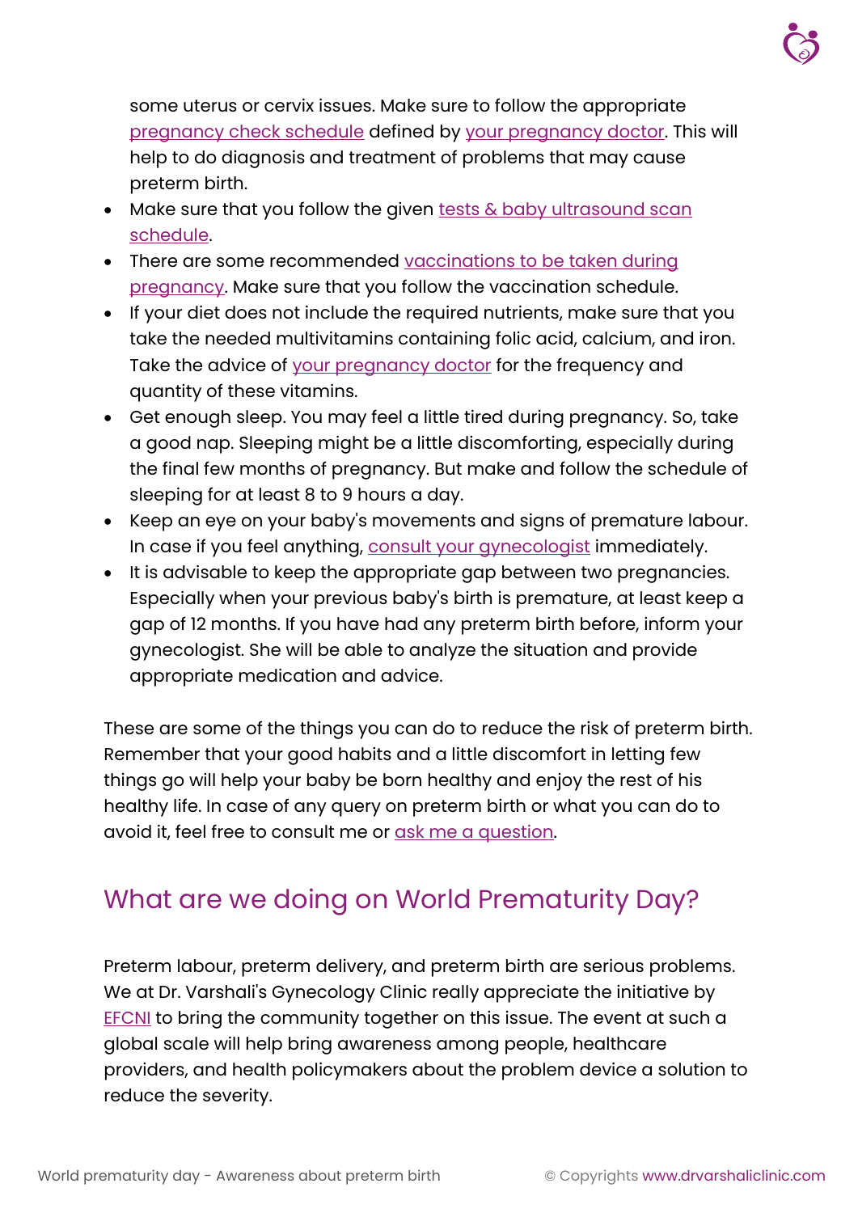some uterus or cervix issues. Make sure to follow the appropriate pregnancy check schedule defined by your pregnancy doctor. This will help to do diagnosis and treatment of problems that may cause preterm birth.

- Make sure that you follow the given tests & baby ultrasound scan schedule.
- There are some recommended vaccinations to be taken during pregnancy. Make sure that you follow the vaccination schedule.
- If your diet does not include the required nutrients, make sure that you take the needed multivitamins containing folic acid, calcium, and iron. Take the advice of your pregnancy doctor for the frequency and quantity of these vitamins.
- Get enough sleep. You may feel a little tired during pregnancy. So, take a good nap. Sleeping might be a little discomforting, especially during the final few months of pregnancy. But make and follow the schedule of sleeping for at least 8 to 9 hours a day.
- Keep an eye on your baby's movements and signs of premature labour. In case if you feel anything, consult your gynecologist immediately.
- It is advisable to keep the appropriate gap between two pregnancies. Especially when your previous baby's birth is premature, at least keep a gap of 12 months. If you have had any preterm birth before, inform your gynecologist. She will be able to analyze the situation and provide appropriate medication and advice.

These are some of the things you can do to reduce the risk of preterm birth. Remember that your good habits and a little discomfort in letting few things go will help your baby be born healthy and enjoy the rest of his healthy life. In case of any query on preterm birth or what you can do to avoid it, feel free to consult me or ask me a question.

## What are we doing on World Prematurity Day?

Preterm labour, preterm delivery, and preterm birth are serious problems. We at Dr. Varshali's Gynecology Clinic really appreciate the initiative by EFCNI to bring the community together on this issue. The event at such a global scale will help bring awareness among people, healthcare providers, and health policymakers about the problem device a solution to reduce the severity.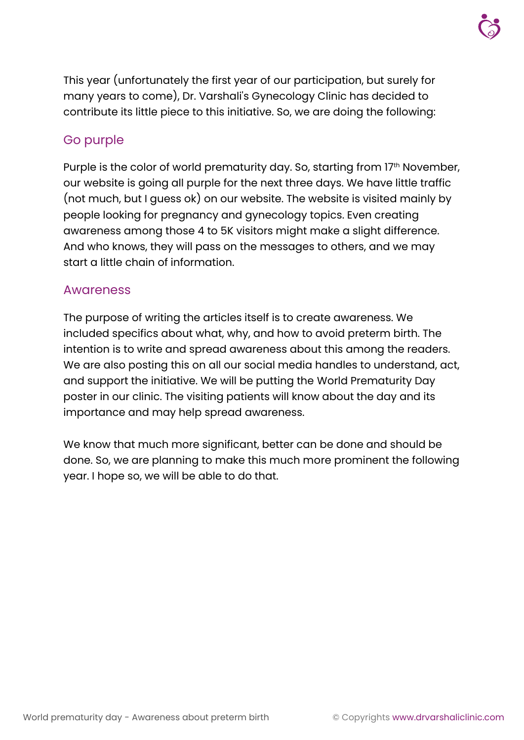This year (unfortunately the first year of our participation, but surely for many years to come), Dr. Varshali's Gynecology Clinic has decided to contribute its little piece to this initiative. So, we are doing the following:

## Go purple

Purple is the color of world prematurity day. So, starting from 17th November, our website is going all purple for the next three days. We have little traffic (not much, but I guess ok) on our website. The website is visited mainly by people looking for pregnancy and gynecology topics. Even creating awareness among those 4 to 5K visitors might make a slight difference. And who knows, they will pass on the messages to others, and we may start a little chain of information.

## Awareness

The purpose of writing the articles itself is to create awareness. We included specifics about what, why, and how to avoid preterm birth. The intention is to write and spread awareness about this among the readers. We are also posting this on all our social media handles to understand, act, and support the initiative. We will be putting the World Prematurity Day poster in our clinic. The visiting patients will know about the day and its importance and may help spread awareness.

We know that much more significant, better can be done and should be done. So, we are planning to make this much more prominent the following year. I hope so, we will be able to do that.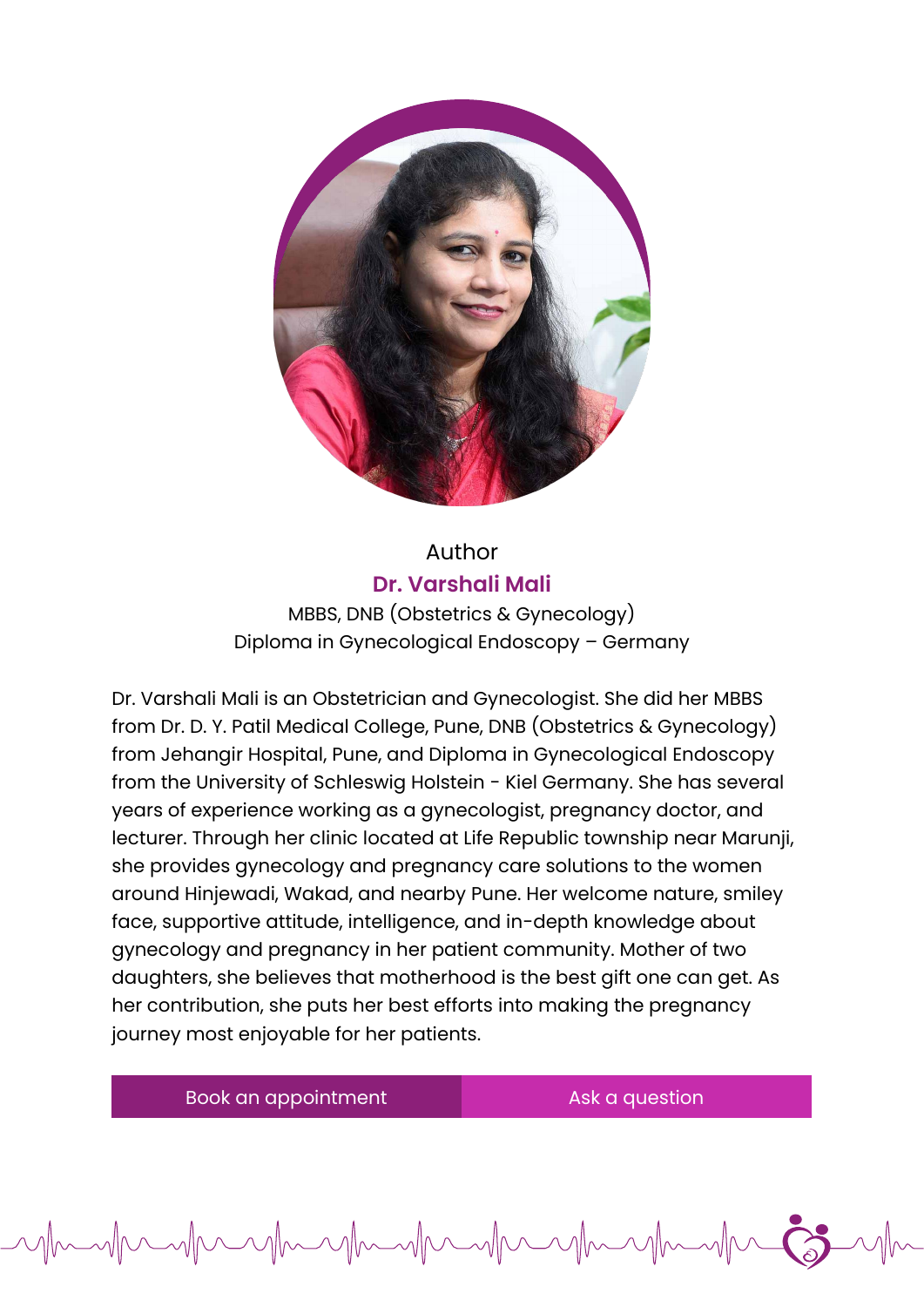Author

**Dr. Varshali Mali**

MBBS, DNB (Obstetrics & Gynecology)
Diploma in Gynecological Endoscopy – Germany

Dr. Varshali Mali is an Obstetrician and Gynecologist. She did her MBBS from Dr. D. Y. Patil Medical College, Pune, DNB (Obstetrics & Gynecology) from Jehangir Hospital, Pune, and Diploma in Gynecological Endoscopy from the University of Schleswig Holstein - Kiel Germany. She has several years of experience working as a gynecologist, pregnancy doctor, and lecturer. Through her clinic located at Life Republic township near Marunji, she provides gynecology and pregnancy care solutions to the women around Hinjewadi, Wakad, and nearby Pune. Her welcome nature, smiley face, supportive attitude, intelligence, and in-depth knowledge about gynecology and pregnancy in her patient community. Mother of two daughters, she believes that motherhood is the best gift one can get. As her contribution, she puts her best efforts into making the pregnancy journey most enjoyable for her patients.

Book an appointment | Ask a question